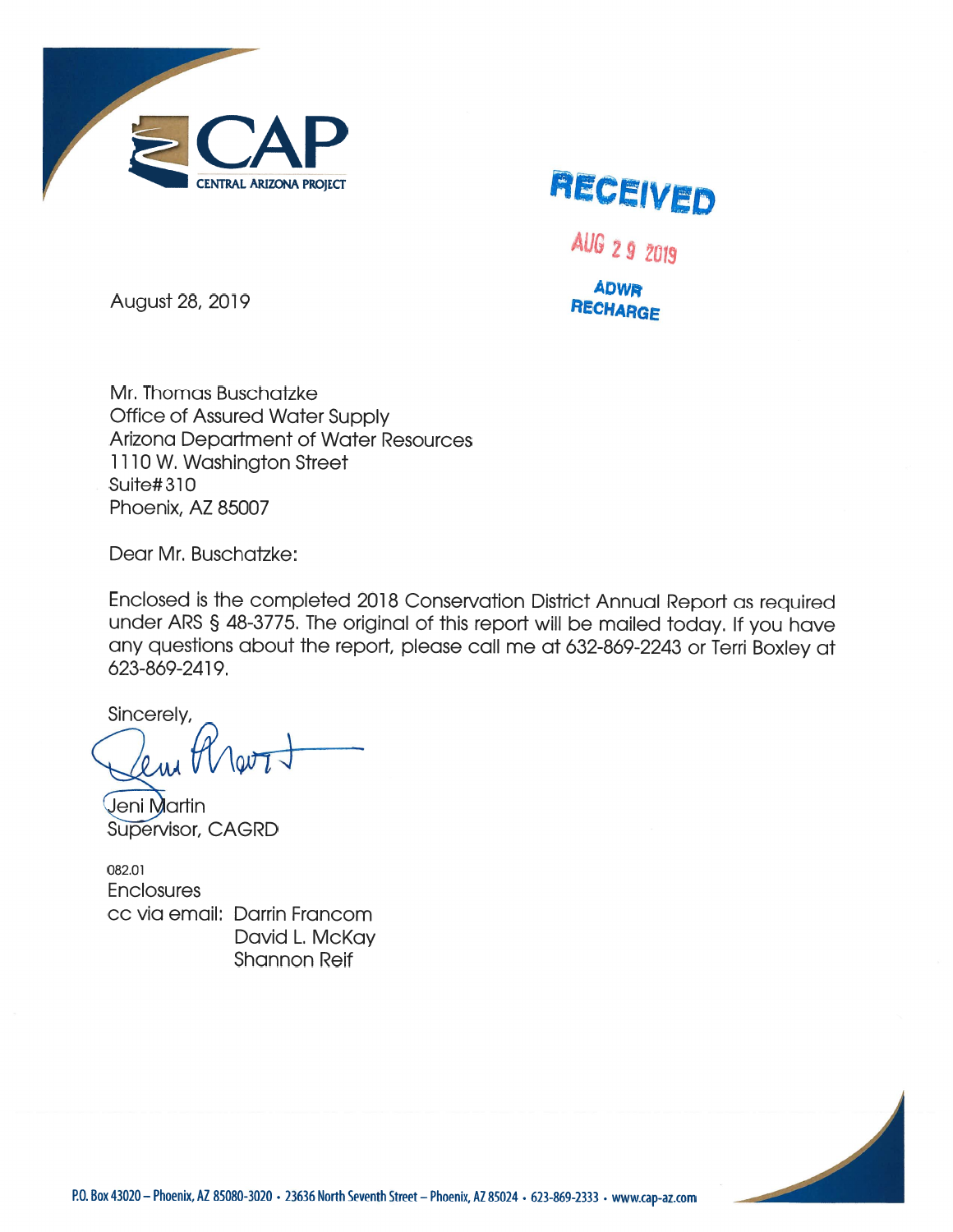CAP
CENTRAL ARIZONA PROJECT

RECEIVED
AUG 29 2019
ADWR
RECHARGE

August 28, 2019

Mr. Thomas Buschatzke
Office of Assured Water Supply
Arizona Department of Water Resources
1110 W. Washington Street
Suite# 310
Phoenix, AZ 85007

Dear Mr. Buschatzke:

Enclosed is the completed 2018 Conservation District Annual Report as required under ARS § 48-3775. The original of this report will be mailed today. If you have any questions about the report, please call me at 632-869-2243 or Terri Boxley at 623-869-2419.

Sincerely,

Jeni Martin
Supervisor, CAGRD

082.01
Enclosures
cc via email: Darrin Francom
David L. McKay
Shannon Reif

P.O. Box 43020 – Phoenix, AZ 85080-3020 • 23636 North Seventh Street – Phoenix, AZ 85024 • 623-869-2333 • www.cap-az.com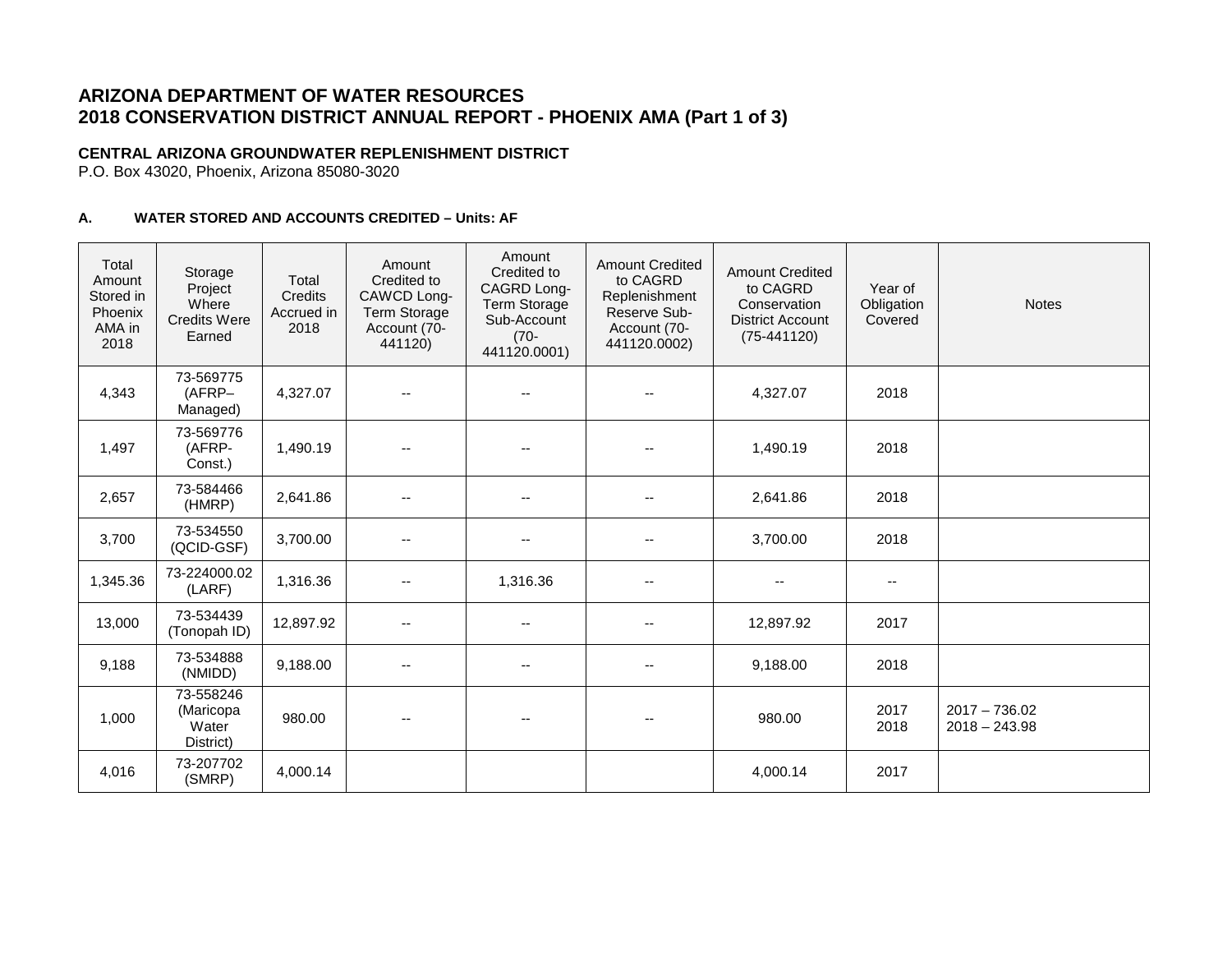## ARIZONA DEPARTMENT OF WATER RESOURCES
## 2018 CONSERVATION DISTRICT ANNUAL REPORT - PHOENIX AMA (Part 1 of 3)

**CENTRAL ARIZONA GROUNDWATER REPLENISHMENT DISTRICT**
P.O. Box 43020, Phoenix, Arizona 85080-3020

**A. WATER STORED AND ACCOUNTS CREDITED – Units: AF**

| Total Amount Stored in Phoenix AMA in 2018 | Storage Project Where Credits Were Earned | Total Credits Accrued in 2018 | Amount Credited to CAWCD Long-Term Storage Account (70-441120) | Amount Credited to CAGRD Long-Term Storage Sub-Account (70-441120.0001) | Amount Credited to CAGRD Replenishment Reserve Sub-Account (70-441120.0002) | Amount Credited to CAGRD Conservation District Account (75-441120) | Year of Obligation Covered | Notes |
|---|---|---|---|---|---|---|---|---|
| 4,343 | 73-569775 (AFRP–Managed) | 4,327.07 | -- | -- | -- | 4,327.07 | 2018 | |
| 1,497 | 73-569776 (AFRP-Const.) | 1,490.19 | -- | -- | -- | 1,490.19 | 2018 | |
| 2,657 | 73-584466 (HMRP) | 2,641.86 | -- | -- | -- | 2,641.86 | 2018 | |
| 3,700 | 73-534550 (QCID-GSF) | 3,700.00 | -- | -- | -- | 3,700.00 | 2018 | |
| 1,345.36 | 73-224000.02 (LARF) | 1,316.36 | -- | 1,316.36 | -- | -- | -- | |
| 13,000 | 73-534439 (Tonopah ID) | 12,897.92 | -- | -- | -- | 12,897.92 | 2017 | |
| 9,188 | 73-534888 (NMIDD) | 9,188.00 | -- | -- | -- | 9,188.00 | 2018 | |
| 1,000 | 73-558246 (Maricopa Water District) | 980.00 | -- | -- | -- | 980.00 | 2017<br>2018 | 2017 – 736.02<br>2018 – 243.98 |
| 4,016 | 73-207702 (SMRP) | 4,000.14 | | | | 4,000.14 | 2017 | |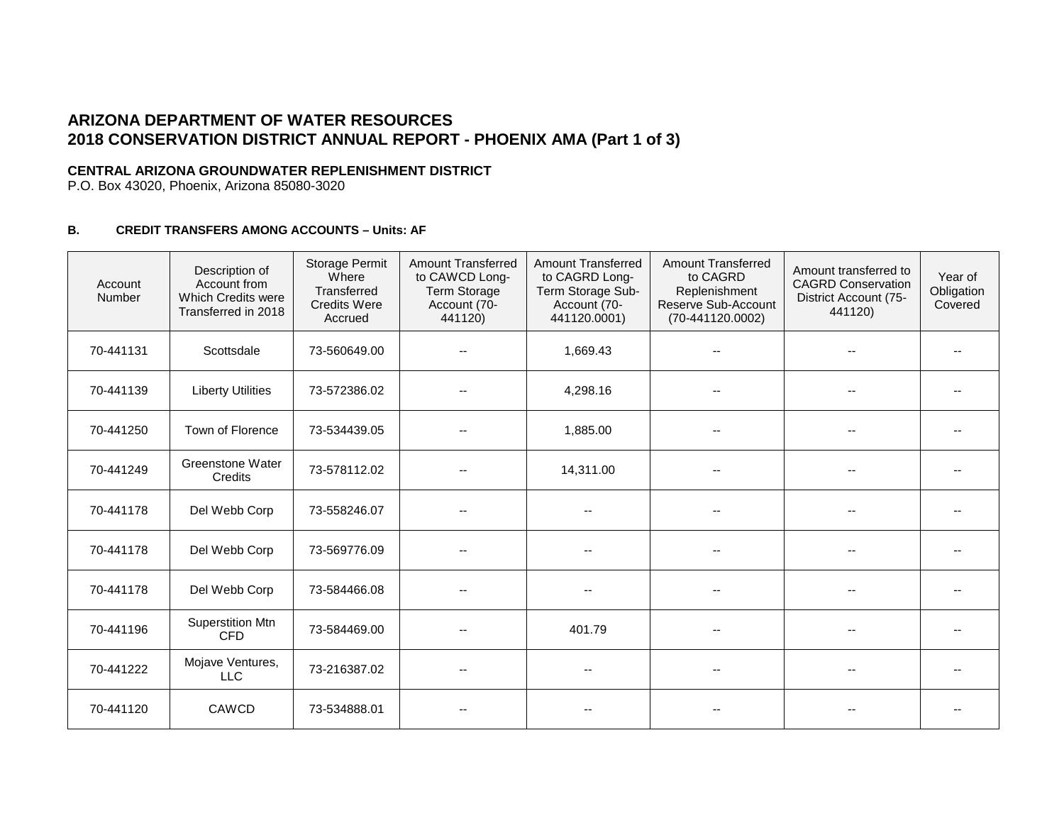# ARIZONA DEPARTMENT OF WATER RESOURCES
# 2018 CONSERVATION DISTRICT ANNUAL REPORT - PHOENIX AMA (Part 1 of 3)

**CENTRAL ARIZONA GROUNDWATER REPLENISHMENT DISTRICT**
P.O. Box 43020, Phoenix, Arizona 85080-3020

**B. CREDIT TRANSFERS AMONG ACCOUNTS – Units: AF**

| Account Number | Description of Account from Which Credits were Transferred in 2018 | Storage Permit Where Transferred Credits Were Accrued | Amount Transferred to CAWCD Long-Term Storage Account (70-441120) | Amount Transferred to CAGRD Long-Term Storage Sub-Account (70-441120.0001) | Amount Transferred to CAGRD Replenishment Reserve Sub-Account (70-441120.0002) | Amount transferred to CAGRD Conservation District Account (75-441120) | Year of Obligation Covered |
|---|---|---|---|---|---|---|---|
| 70-441131 | Scottsdale | 73-560649.00 | -- | 1,669.43 | -- | -- | -- |
| 70-441139 | Liberty Utilities | 73-572386.02 | -- | 4,298.16 | -- | -- | -- |
| 70-441250 | Town of Florence | 73-534439.05 | -- | 1,885.00 | -- | -- | -- |
| 70-441249 | Greenstone Water Credits | 73-578112.02 | -- | 14,311.00 | -- | -- | -- |
| 70-441178 | Del Webb Corp | 73-558246.07 | -- | -- | -- | -- | -- |
| 70-441178 | Del Webb Corp | 73-569776.09 | -- | -- | -- | -- | -- |
| 70-441178 | Del Webb Corp | 73-584466.08 | -- | -- | -- | -- | -- |
| 70-441196 | Superstition Mtn CFD | 73-584469.00 | -- | 401.79 | -- | -- | -- |
| 70-441222 | Mojave Ventures, LLC | 73-216387.02 | -- | -- | -- | -- | -- |
| 70-441120 | CAWCD | 73-534888.01 | -- | -- | -- | -- | -- |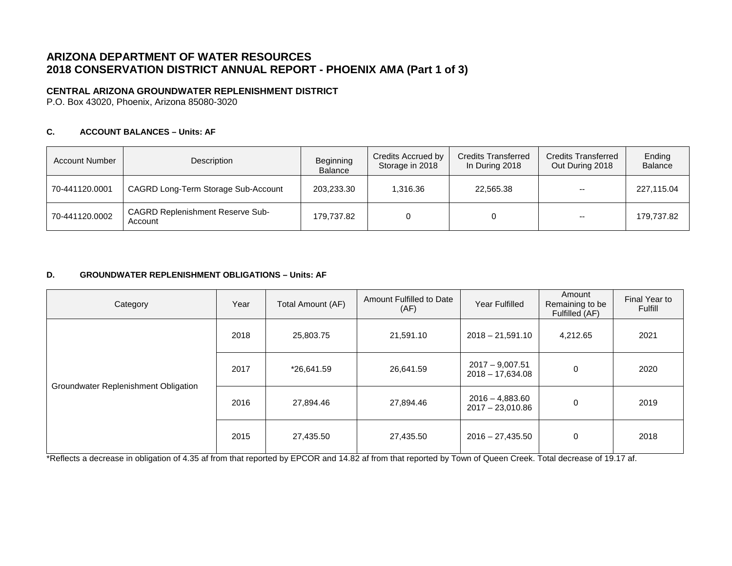# ARIZONA DEPARTMENT OF WATER RESOURCES
# 2018 CONSERVATION DISTRICT ANNUAL REPORT - PHOENIX AMA (Part 1 of 3)

**CENTRAL ARIZONA GROUNDWATER REPLENISHMENT DISTRICT**
P.O. Box 43020, Phoenix, Arizona 85080-3020

### C. ACCOUNT BALANCES – Units: AF

| Account Number | Description | Beginning Balance | Credits Accrued by Storage in 2018 | Credits Transferred In During 2018 | Credits Transferred Out During 2018 | Ending Balance |
|---|---|---|---|---|---|---|
| 70-441120.0001 | CAGRD Long-Term Storage Sub-Account | 203,233.30 | 1,316.36 | 22,565.38 | -- | 227,115.04 |
| 70-441120.0002 | CAGRD Replenishment Reserve Sub-Account | 179,737.82 | 0 | 0 | -- | 179,737.82 |

### D. GROUNDWATER REPLENISHMENT OBLIGATIONS – Units: AF

| Category | Year | Total Amount (AF) | Amount Fulfilled to Date (AF) | Year Fulfilled | Amount Remaining to be Fulfilled (AF) | Final Year to Fulfill |
|---|---|---|---|---|---|---|
| Groundwater Replenishment Obligation | 2018 | 25,803.75 | 21,591.10 | 2018 – 21,591.10 | 4,212.65 | 2021 |
| | 2017 | *26,641.59 | 26,641.59 | 2017 – 9,007.51<br>2018 – 17,634.08 | 0 | 2020 |
| | 2016 | 27,894.46 | 27,894.46 | 2016 – 4,883.60<br>2017 – 23,010.86 | 0 | 2019 |
| | 2015 | 27,435.50 | 27,435.50 | 2016 – 27,435.50 | 0 | 2018 |

*Reflects a decrease in obligation of 4.35 af from that reported by EPCOR and 14.82 af from that reported by Town of Queen Creek. Total decrease of 19.17 af.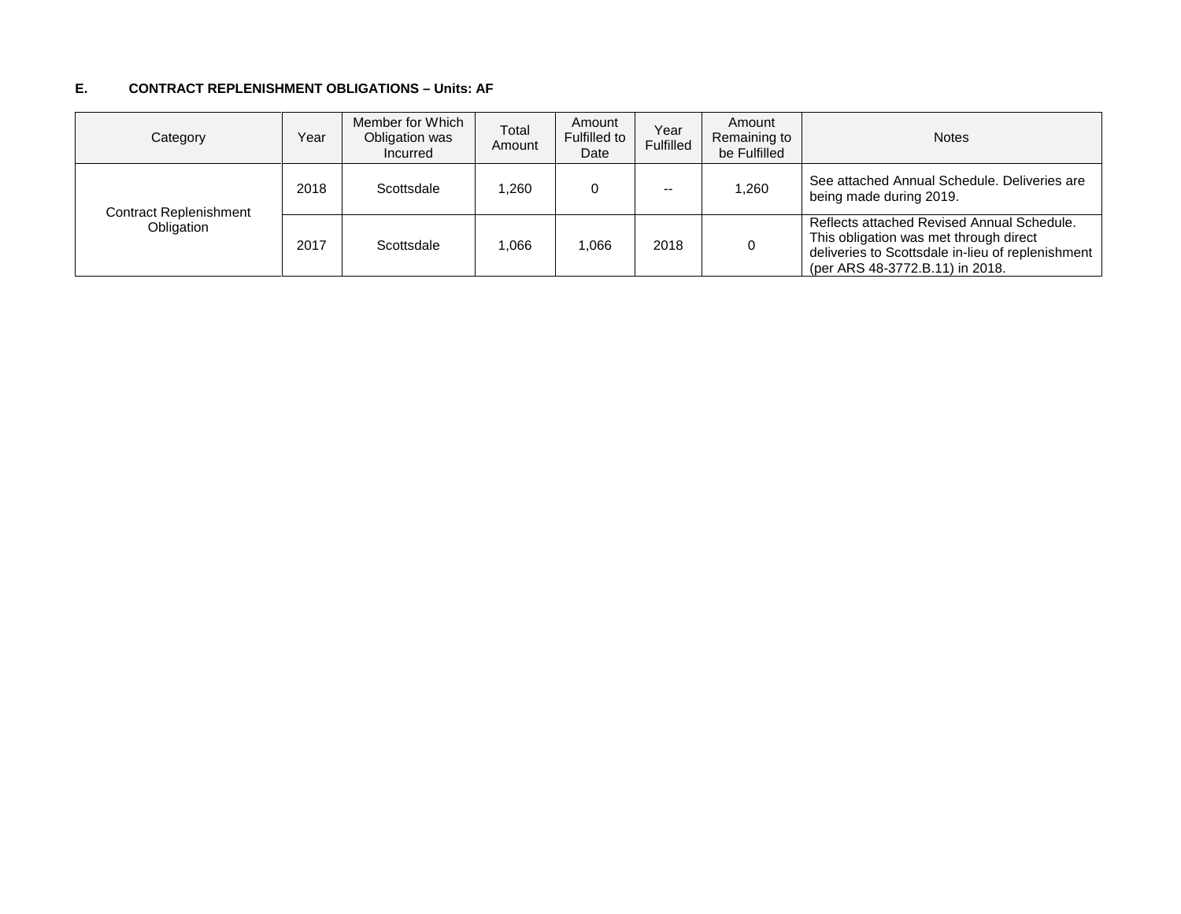**E. CONTRACT REPLENISHMENT OBLIGATIONS – Units: AF**

| Category | Year | Member for Which Obligation was Incurred | Total Amount | Amount Fulfilled to Date | Year Fulfilled | Amount Remaining to be Fulfilled | Notes |
|---|---|---|---|---|---|---|---|
| Contract Replenishment Obligation | 2018 | Scottsdale | 1,260 | 0 | -- | 1,260 | See attached Annual Schedule. Deliveries are being made during 2019. |
| | 2017 | Scottsdale | 1,066 | 1,066 | 2018 | 0 | Reflects attached Revised Annual Schedule. This obligation was met through direct deliveries to Scottsdale in-lieu of replenishment (per ARS 48-3772.B.11) in 2018. |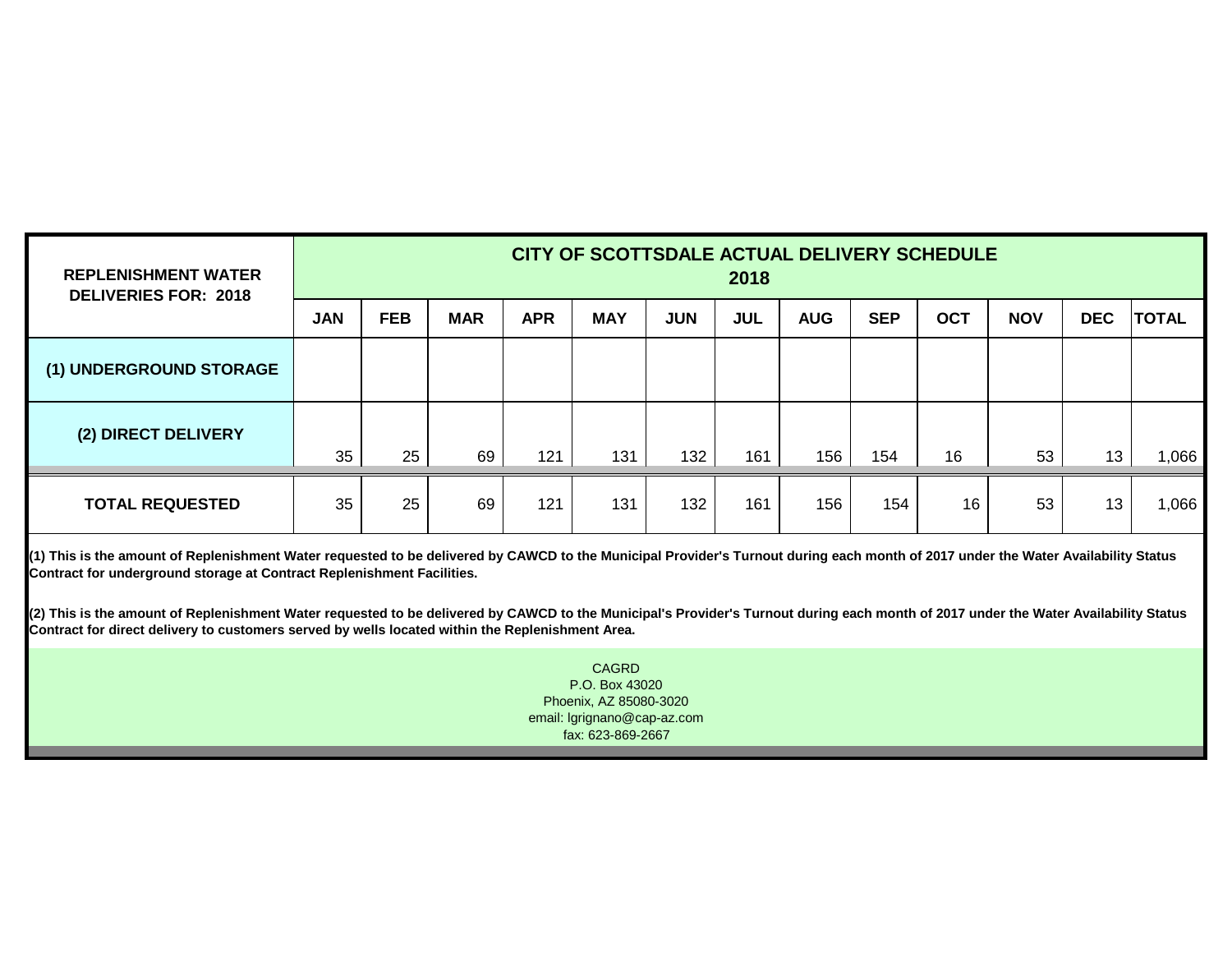| REPLENISHMENT WATER DELIVERIES FOR: 2018 | CITY OF SCOTTSDALE ACTUAL DELIVERY SCHEDULE 2018 | | | | | | | | | | | | |
|---|---|---|---|---|---|---|---|---|---|---|---|---|---|
| | JAN | FEB | MAR | APR | MAY | JUN | JUL | AUG | SEP | OCT | NOV | DEC | TOTAL |
| (1) UNDERGROUND STORAGE | | | | | | | | | | | | | |
| (2) DIRECT DELIVERY | 35 | 25 | 69 | 121 | 131 | 132 | 161 | 156 | 154 | 16 | 53 | 13 | 1,066 |
| TOTAL REQUESTED | 35 | 25 | 69 | 121 | 131 | 132 | 161 | 156 | 154 | 16 | 53 | 13 | 1,066 |

**(1) This is the amount of Replenishment Water requested to be delivered by CAWCD to the Municipal Provider's Turnout during each month of 2017 under the Water Availability Status Contract for underground storage at Contract Replenishment Facilities.**

**(2) This is the amount of Replenishment Water requested to be delivered by CAWCD to the Municipal's Provider's Turnout during each month of 2017 under the Water Availability Status Contract for direct delivery to customers served by wells located within the Replenishment Area.**

CAGRD
P.O. Box 43020
Phoenix, AZ 85080-3020
email: lgrignano@cap-az.com
fax: 623-869-2667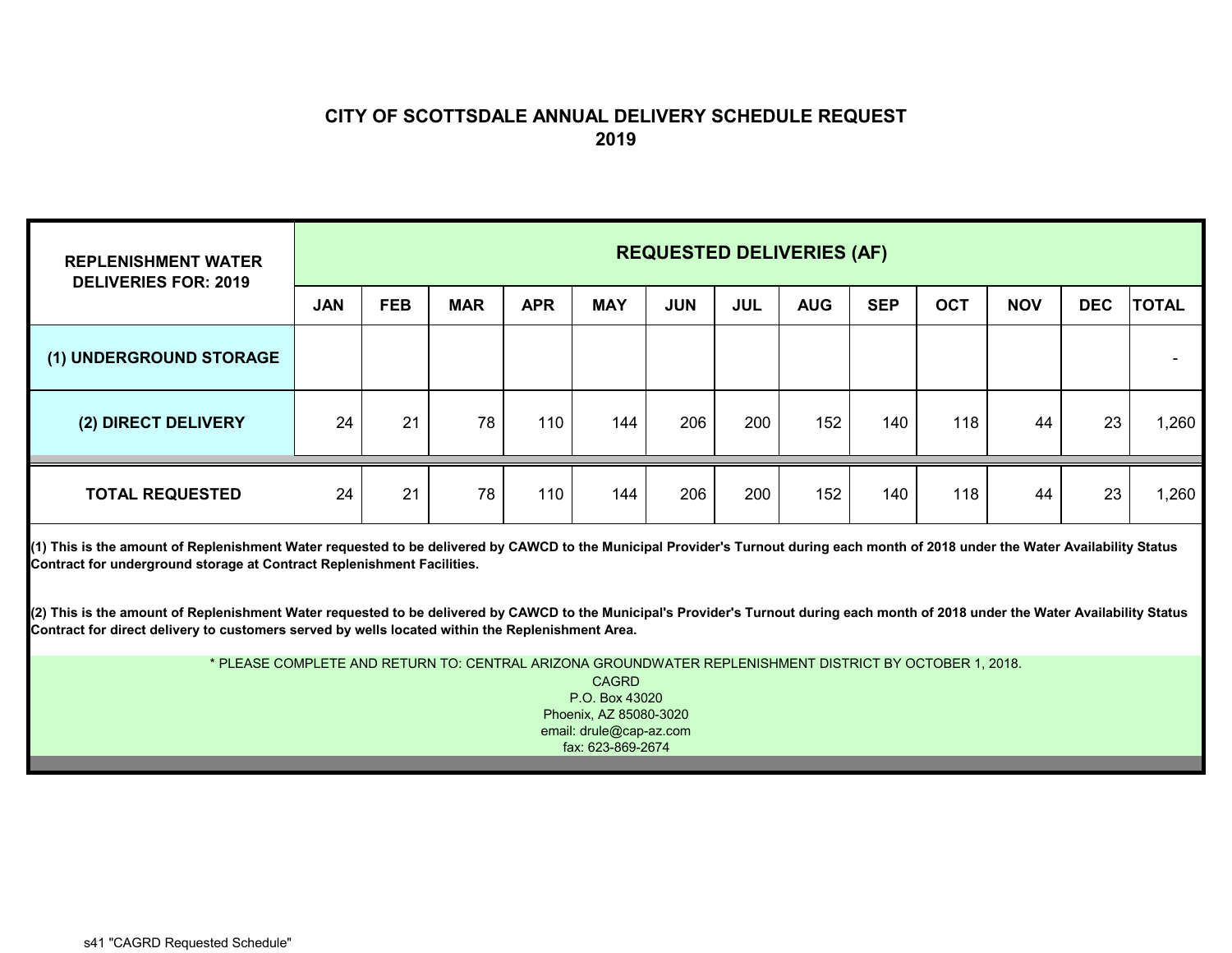# CITY OF SCOTTSDALE ANNUAL DELIVERY SCHEDULE REQUEST
# 2019

| REPLENISHMENT WATER DELIVERIES FOR: 2019 | REQUESTED DELIVERIES (AF) | | | | | | | | | | | | |
|---|---|---|---|---|---|---|---|---|---|---|---|---|---|
| | JAN | FEB | MAR | APR | MAY | JUN | JUL | AUG | SEP | OCT | NOV | DEC | TOTAL |
| (1) UNDERGROUND STORAGE | | | | | | | | | | | | | - |
| (2) DIRECT DELIVERY | 24 | 21 | 78 | 110 | 144 | 206 | 200 | 152 | 140 | 118 | 44 | 23 | 1,260 |
| TOTAL REQUESTED | 24 | 21 | 78 | 110 | 144 | 206 | 200 | 152 | 140 | 118 | 44 | 23 | 1,260 |

**(1) This is the amount of Replenishment Water requested to be delivered by CAWCD to the Municipal Provider's Turnout during each month of 2018 under the Water Availability Status Contract for underground storage at Contract Replenishment Facilities.**

**(2) This is the amount of Replenishment Water requested to be delivered by CAWCD to the Municipal's Provider's Turnout during each month of 2018 under the Water Availability Status Contract for direct delivery to customers served by wells located within the Replenishment Area.**

* PLEASE COMPLETE AND RETURN TO: CENTRAL ARIZONA GROUNDWATER REPLENISHMENT DISTRICT BY OCTOBER 1, 2018.
CAGRD
P.O. Box 43020
Phoenix, AZ 85080-3020
email: drule@cap-az.com
fax: 623-869-2674

s41 "CAGRD Requested Schedule"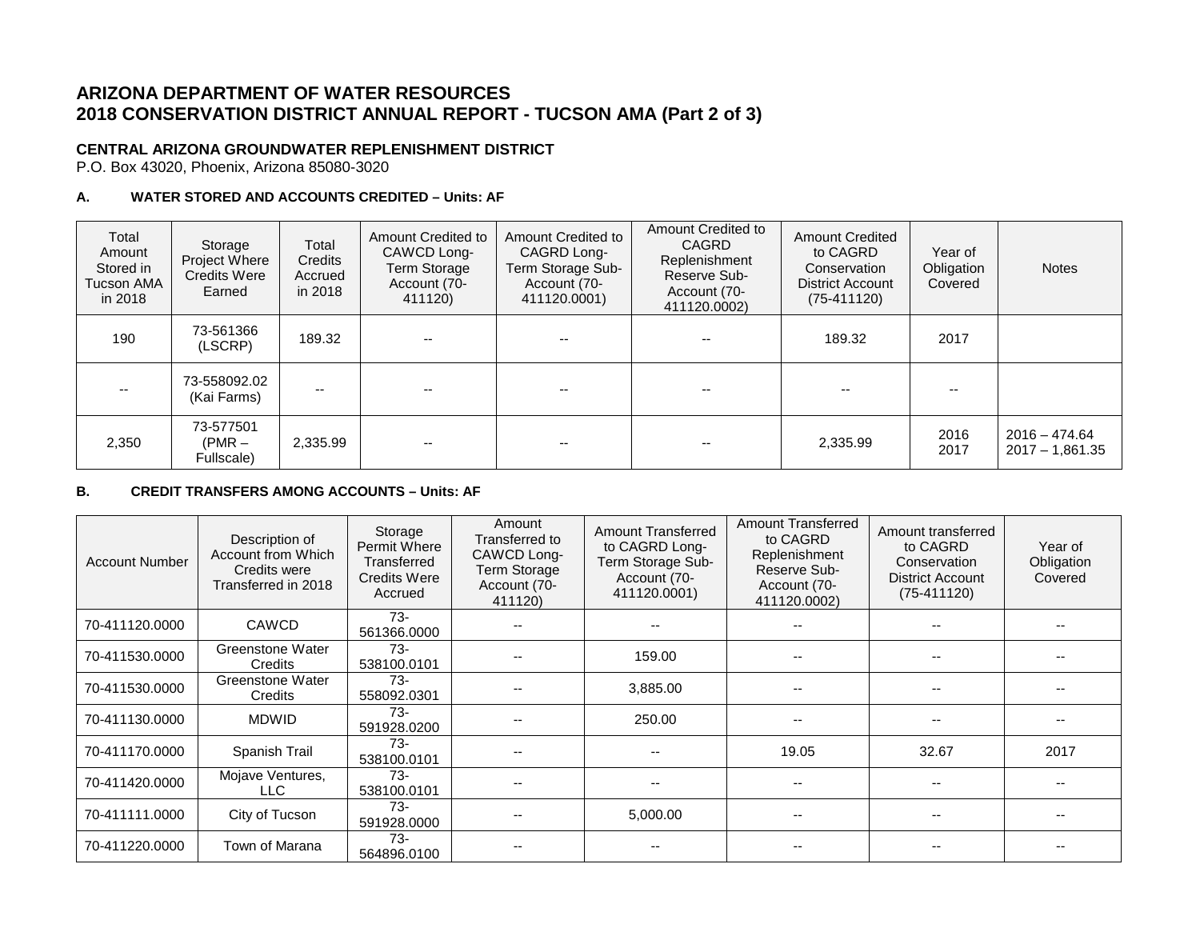# ARIZONA DEPARTMENT OF WATER RESOURCES
# 2018 CONSERVATION DISTRICT ANNUAL REPORT - TUCSON AMA (Part 2 of 3)

**CENTRAL ARIZONA GROUNDWATER REPLENISHMENT DISTRICT**
P.O. Box 43020, Phoenix, Arizona 85080-3020

### A. WATER STORED AND ACCOUNTS CREDITED – Units: AF

| Total Amount Stored in Tucson AMA in 2018 | Storage Project Where Credits Were Earned | Total Credits Accrued in 2018 | Amount Credited to CAWCD Long-Term Storage Account (70-411120) | Amount Credited to CAGRD Long-Term Storage Sub-Account (70-411120.0001) | Amount Credited to CAGRD Replenishment Reserve Sub-Account (70-411120.0002) | Amount Credited to CAGRD Conservation District Account (75-411120) | Year of Obligation Covered | Notes |
|---|---|---|---|---|---|---|---|---|
| 190 | 73-561366 (LSCRP) | 189.32 | -- | -- | -- | 189.32 | 2017 | |
| -- | 73-558092.02 (Kai Farms) | -- | -- | -- | -- | -- | -- | |
| 2,350 | 73-577501 (PMR – Fullscale) | 2,335.99 | -- | -- | -- | 2,335.99 | 2016<br>2017 | 2016 – 474.64<br>2017 – 1,861.35 |

### B. CREDIT TRANSFERS AMONG ACCOUNTS – Units: AF

| Account Number | Description of Account from Which Credits were Transferred in 2018 | Storage Permit Where Transferred Credits Were Accrued | Amount Transferred to CAWCD Long-Term Storage Account (70-411120) | Amount Transferred to CAGRD Long-Term Storage Sub-Account (70-411120.0001) | Amount Transferred to CAGRD Replenishment Reserve Sub-Account (70-411120.0002) | Amount transferred to CAGRD Conservation District Account (75-411120) | Year of Obligation Covered |
|---|---|---|---|---|---|---|---|
| 70-411120.0000 | CAWCD | 73-561366.0000 | -- | -- | -- | -- | -- |
| 70-411530.0000 | Greenstone Water Credits | 73-538100.0101 | -- | 159.00 | -- | -- | -- |
| 70-411530.0000 | Greenstone Water Credits | 73-558092.0301 | -- | 3,885.00 | -- | -- | -- |
| 70-411130.0000 | MDWID | 73-591928.0200 | -- | 250.00 | -- | -- | -- |
| 70-411170.0000 | Spanish Trail | 73-538100.0101 | -- | -- | 19.05 | 32.67 | 2017 |
| 70-411420.0000 | Mojave Ventures, LLC | 73-538100.0101 | -- | -- | -- | -- | -- |
| 70-411111.0000 | City of Tucson | 73-591928.0000 | -- | 5,000.00 | -- | -- | -- |
| 70-411220.0000 | Town of Marana | 73-564896.0100 | -- | -- | -- | -- | -- |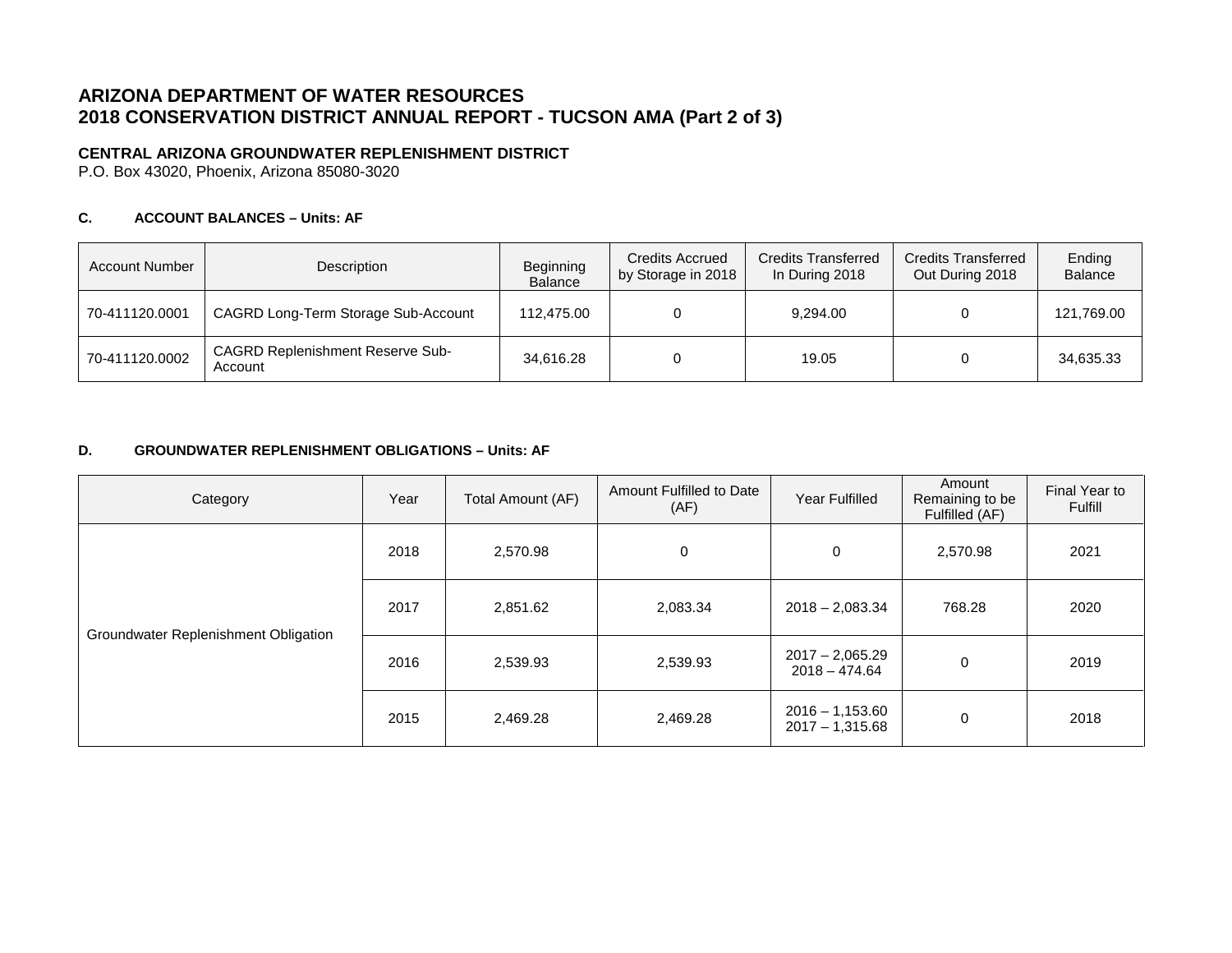# ARIZONA DEPARTMENT OF WATER RESOURCES
# 2018 CONSERVATION DISTRICT ANNUAL REPORT - TUCSON AMA (Part 2 of 3)

**CENTRAL ARIZONA GROUNDWATER REPLENISHMENT DISTRICT**
P.O. Box 43020, Phoenix, Arizona 85080-3020

#### C. ACCOUNT BALANCES – Units: AF

| Account Number | Description | Beginning Balance | Credits Accrued by Storage in 2018 | Credits Transferred In During 2018 | Credits Transferred Out During 2018 | Ending Balance |
|---|---|---|---|---|---|---|
| 70-411120.0001 | CAGRD Long-Term Storage Sub-Account | 112,475.00 | 0 | 9,294.00 | 0 | 121,769.00 |
| 70-411120.0002 | CAGRD Replenishment Reserve Sub-Account | 34,616.28 | 0 | 19.05 | 0 | 34,635.33 |

#### D. GROUNDWATER REPLENISHMENT OBLIGATIONS – Units: AF

| Category | Year | Total Amount (AF) | Amount Fulfilled to Date (AF) | Year Fulfilled | Amount Remaining to be Fulfilled (AF) | Final Year to Fulfill |
|---|---|---|---|---|---|---|
| Groundwater Replenishment Obligation | 2018 | 2,570.98 | 0 | 0 | 2,570.98 | 2021 |
| | 2017 | 2,851.62 | 2,083.34 | 2018 – 2,083.34 | 768.28 | 2020 |
| | 2016 | 2,539.93 | 2,539.93 | 2017 – 2,065.29<br>2018 – 474.64 | 0 | 2019 |
| | 2015 | 2,469.28 | 2,469.28 | 2016 – 1,153.60<br>2017 – 1,315.68 | 0 | 2018 |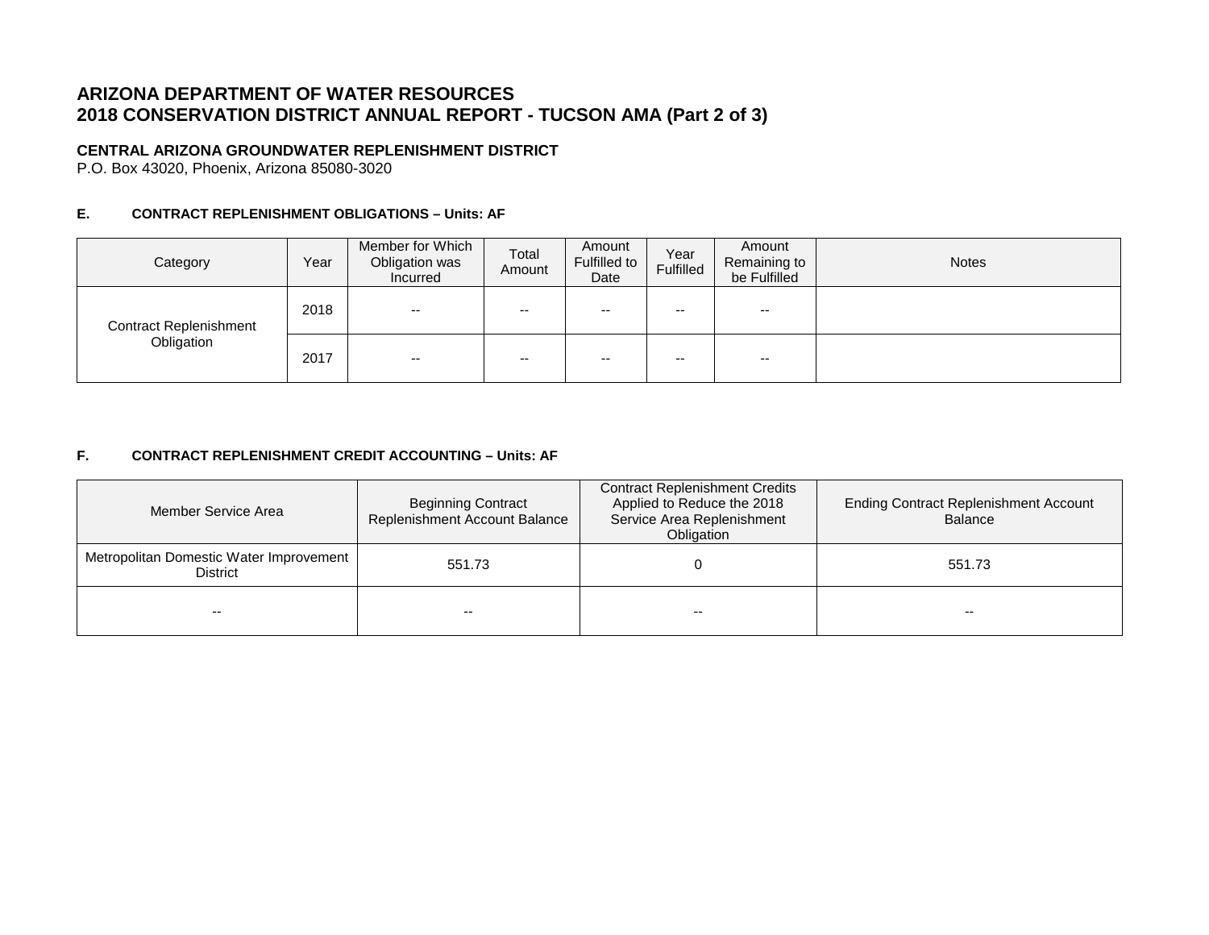# ARIZONA DEPARTMENT OF WATER RESOURCES
# 2018 CONSERVATION DISTRICT ANNUAL REPORT - TUCSON AMA (Part 2 of 3)

**CENTRAL ARIZONA GROUNDWATER REPLENISHMENT DISTRICT**
P.O. Box 43020, Phoenix, Arizona 85080-3020

### E. CONTRACT REPLENISHMENT OBLIGATIONS – Units: AF

| Category | Year | Member for Which Obligation was Incurred | Total Amount | Amount Fulfilled to Date | Year Fulfilled | Amount Remaining to be Fulfilled | Notes |
|---|---|---|---|---|---|---|---|
| Contract Replenishment Obligation | 2018 | -- | -- | -- | -- | -- | |
| | 2017 | -- | -- | -- | -- | -- | |

### F. CONTRACT REPLENISHMENT CREDIT ACCOUNTING – Units: AF

| Member Service Area | Beginning Contract Replenishment Account Balance | Contract Replenishment Credits Applied to Reduce the 2018 Service Area Replenishment Obligation | Ending Contract Replenishment Account Balance |
|---|---|---|---|
| Metropolitan Domestic Water Improvement District | 551.73 | 0 | 551.73 |
| -- | -- | -- | -- |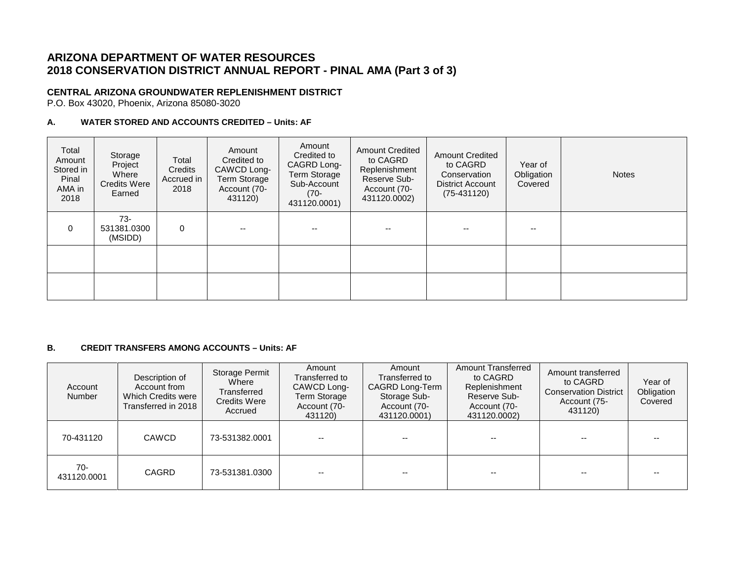# ARIZONA DEPARTMENT OF WATER RESOURCES
# 2018 CONSERVATION DISTRICT ANNUAL REPORT - PINAL AMA (Part 3 of 3)

**CENTRAL ARIZONA GROUNDWATER REPLENISHMENT DISTRICT**
P.O. Box 43020, Phoenix, Arizona 85080-3020

### A. WATER STORED AND ACCOUNTS CREDITED – Units: AF

| Total Amount Stored in Pinal AMA in 2018 | Storage Project Where Credits Were Earned | Total Credits Accrued in 2018 | Amount Credited to CAWCD Long-Term Storage Account (70-431120) | Amount Credited to CAGRD Long-Term Storage Sub-Account (70-431120.0001) | Amount Credited to CAGRD Replenishment Reserve Sub-Account (70-431120.0002) | Amount Credited to CAGRD Conservation District Account (75-431120) | Year of Obligation Covered | Notes |
|---|---|---|---|---|---|---|---|---|
| 0 | 73-531381.0300 (MSIDD) | 0 | -- | -- | -- | -- | -- | |
| | | | | | | | | |
| | | | | | | | | |

### B. CREDIT TRANSFERS AMONG ACCOUNTS – Units: AF

| Account Number | Description of Account from Which Credits were Transferred in 2018 | Storage Permit Where Transferred Credits Were Accrued | Amount Transferred to CAWCD Long-Term Storage Account (70-431120) | Amount Transferred to CAGRD Long-Term Storage Sub-Account (70-431120.0001) | Amount Transferred to CAGRD Replenishment Reserve Sub-Account (70-431120.0002) | Amount transferred to CAGRD Conservation District Account (75-431120) | Year of Obligation Covered |
|---|---|---|---|---|---|---|---|
| 70-431120 | CAWCD | 73-531382.0001 | -- | -- | -- | -- | -- |
| 70-431120.0001 | CAGRD | 73-531381.0300 | -- | -- | -- | -- | -- |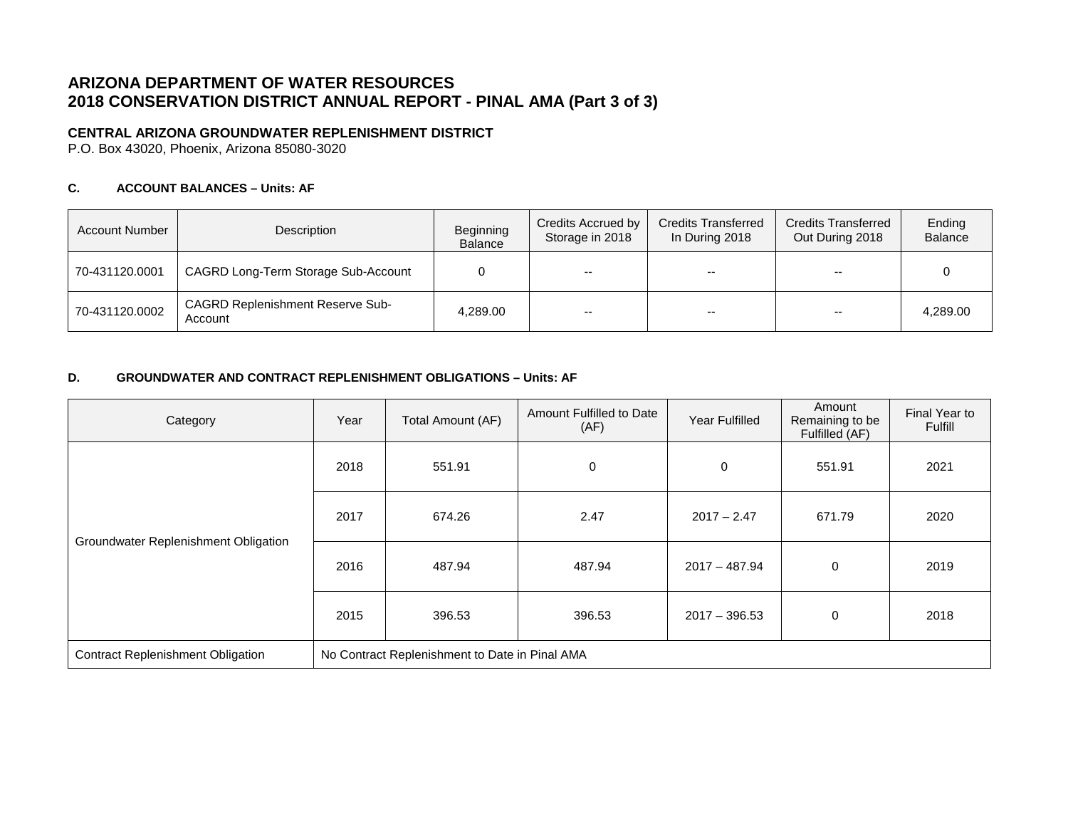# ARIZONA DEPARTMENT OF WATER RESOURCES
# 2018 CONSERVATION DISTRICT ANNUAL REPORT - PINAL AMA (Part 3 of 3)

**CENTRAL ARIZONA GROUNDWATER REPLENISHMENT DISTRICT**
P.O. Box 43020, Phoenix, Arizona 85080-3020

### C. ACCOUNT BALANCES – Units: AF

| Account Number | Description | Beginning Balance | Credits Accrued by Storage in 2018 | Credits Transferred In During 2018 | Credits Transferred Out During 2018 | Ending Balance |
|---|---|---|---|---|---|---|
| 70-431120.0001 | CAGRD Long-Term Storage Sub-Account | 0 | -- | -- | -- | 0 |
| 70-431120.0002 | CAGRD Replenishment Reserve Sub-Account | 4,289.00 | -- | -- | -- | 4,289.00 |

### D. GROUNDWATER AND CONTRACT REPLENISHMENT OBLIGATIONS – Units: AF

| Category | Year | Total Amount (AF) | Amount Fulfilled to Date (AF) | Year Fulfilled | Amount Remaining to be Fulfilled (AF) | Final Year to Fulfill |
|---|---|---|---|---|---|---|
| Groundwater Replenishment Obligation | 2018 | 551.91 | 0 | 0 | 551.91 | 2021 |
| | 2017 | 674.26 | 2.47 | 2017 – 2.47 | 671.79 | 2020 |
| | 2016 | 487.94 | 487.94 | 2017 – 487.94 | 0 | 2019 |
| | 2015 | 396.53 | 396.53 | 2017 – 396.53 | 0 | 2018 |
| Contract Replenishment Obligation | No Contract Replenishment to Date in Pinal AMA | | | | | |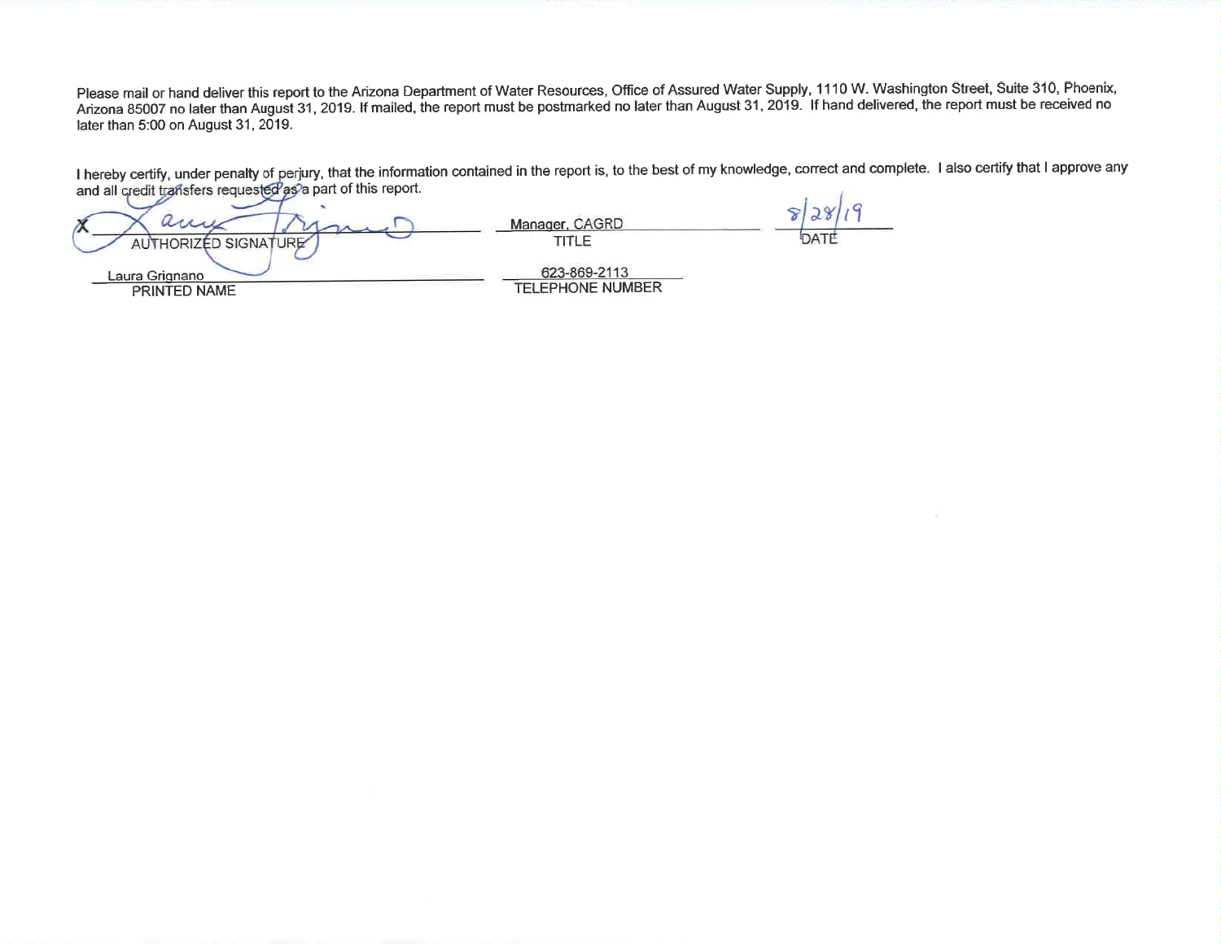Please mail or hand deliver this report to the Arizona Department of Water Resources, Office of Assured Water Supply, 1110 W. Washington Street, Suite 310, Phoenix, Arizona 85007 no later than August 31, 2019. If mailed, the report must be postmarked no later than August 31, 2019. If hand delivered, the report must be received no later than 5:00 on August 31, 2019.

I hereby certify, under penalty of perjury, that the information contained in the report is, to the best of my knowledge, correct and complete. I also certify that I approve any and all credit transfers requested as a part of this report.

X ______________________ AUTHORIZED SIGNATURE

Manager, CAGRD
TITLE

8/28/19
DATE

Laura Grignano
PRINTED NAME

623-869-2113
TELEPHONE NUMBER